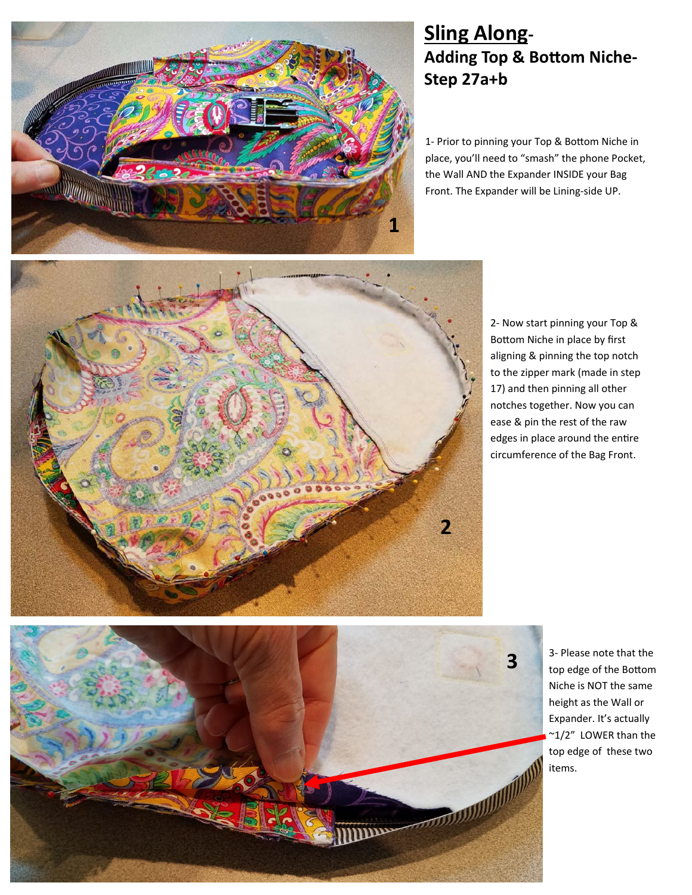# Sling Along-

## Adding Top & Bottom Niche- Step 27a+b

1- Prior to pinning your Top & Bottom Niche in place, you'll need to "smash" the phone Pocket, the Wall AND the Expander INSIDE your Bag Front. The Expander will be Lining-side UP.

2- Now start pinning your Top & Bottom Niche in place by first aligning & pinning the top notch to the zipper mark (made in step 17) and then pinning all other notches together. Now you can ease & pin the rest of the raw edges in place around the entire circumference of the Bag Front.

3- Please note that the top edge of the Bottom Niche is NOT the same height as the Wall or Expander. It's actually ~1/2" LOWER than the top edge of these two items.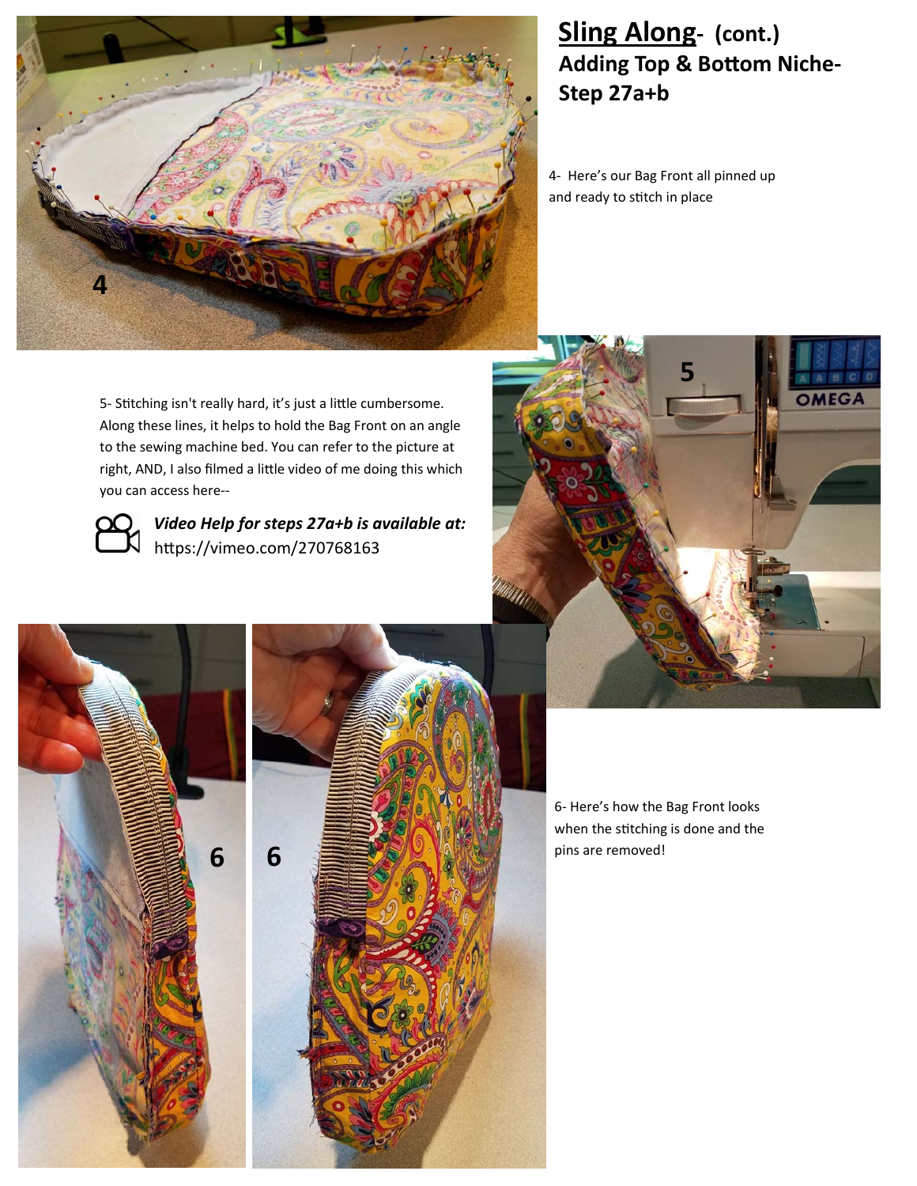# Sling Along- (cont.)

## Adding Top & Bottom Niche- Step 27a+b

4- Here's our Bag Front all pinned up and ready to stitch in place

5- Stitching isn't really hard, it's just a little cumbersome. Along these lines, it helps to hold the Bag Front on an angle to the sewing machine bed. You can refer to the picture at right, AND, I also filmed a little video of me doing this which you can access here--

***Video Help for steps 27a+b is available at:***
https://vimeo.com/270768163

6- Here's how the Bag Front looks when the stitching is done and the pins are removed!